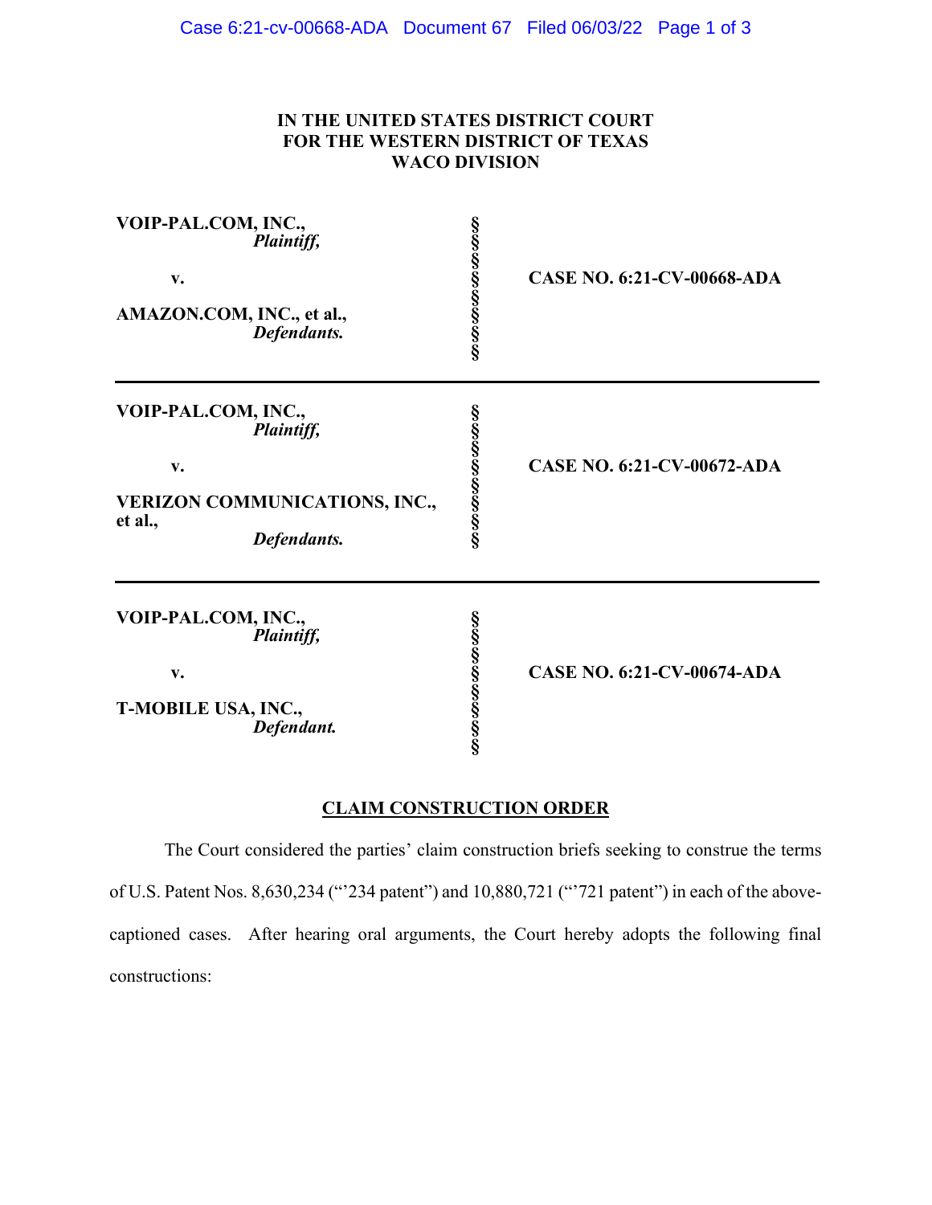**IN THE UNITED STATES DISTRICT COURT**
**FOR THE WESTERN DISTRICT OF TEXAS**
**WACO DIVISION**

| | | |
|---|---|---|
| **VOIP-PAL.COM, INC.,** *Plaintiff,* **v.** **AMAZON.COM, INC., et al.,** *Defendants.* | §§§§§§§§ | **CASE NO. 6:21-CV-00668-ADA** |
| **VOIP-PAL.COM, INC.,** *Plaintiff,* **v.** **VERIZON COMMUNICATIONS, INC., et al.,** *Defendants.* | §§§§§§§§ | **CASE NO. 6:21-CV-00672-ADA** |
| **VOIP-PAL.COM, INC.,** *Plaintiff,* **v.** **T-MOBILE USA, INC.,** *Defendant.* | §§§§§§§§ | **CASE NO. 6:21-CV-00674-ADA** |

**CLAIM CONSTRUCTION ORDER**

The Court considered the parties' claim construction briefs seeking to construe the terms of U.S. Patent Nos. 8,630,234 ("'234 patent") and 10,880,721 ("'721 patent") in each of the above-captioned cases. After hearing oral arguments, the Court hereby adopts the following final constructions: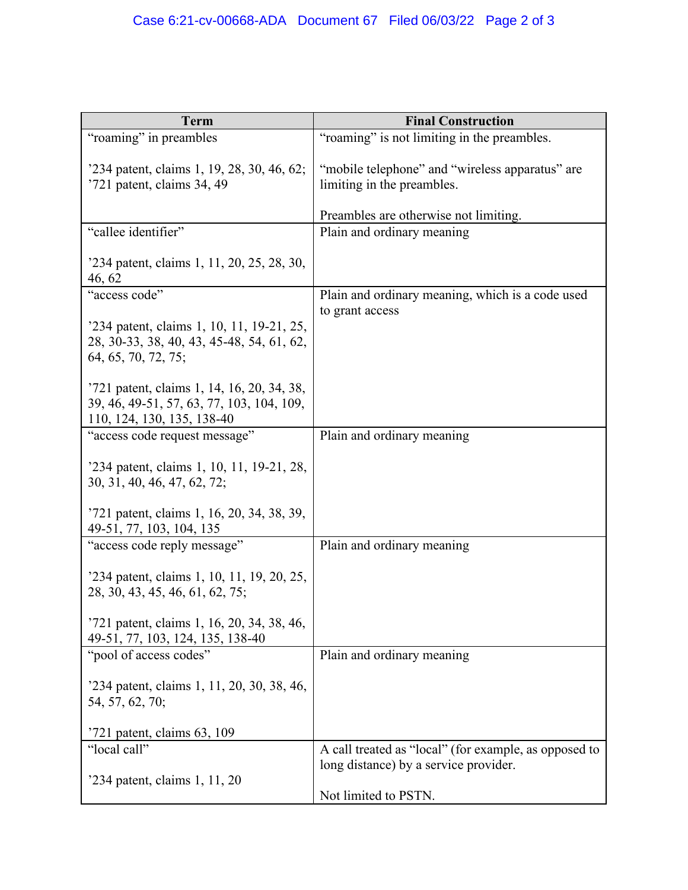| Term | Final Construction |
|---|---|
| "roaming" in preambles<br><br>'234 patent, claims 1, 19, 28, 30, 46, 62; '721 patent, claims 34, 49 | "roaming" is not limiting in the preambles.<br><br>"mobile telephone" and "wireless apparatus" are limiting in the preambles.<br><br>Preambles are otherwise not limiting. |
| "callee identifier"<br><br>'234 patent, claims 1, 11, 20, 25, 28, 30, 46, 62 | Plain and ordinary meaning |
| "access code"<br><br>'234 patent, claims 1, 10, 11, 19-21, 25, 28, 30-33, 38, 40, 43, 45-48, 54, 61, 62, 64, 65, 70, 72, 75;<br><br>'721 patent, claims 1, 14, 16, 20, 34, 38, 39, 46, 49-51, 57, 63, 77, 103, 104, 109, 110, 124, 130, 135, 138-40 | Plain and ordinary meaning, which is a code used to grant access |
| "access code request message"<br><br>'234 patent, claims 1, 10, 11, 19-21, 28, 30, 31, 40, 46, 47, 62, 72;<br><br>'721 patent, claims 1, 16, 20, 34, 38, 39, 49-51, 77, 103, 104, 135 | Plain and ordinary meaning |
| "access code reply message"<br><br>'234 patent, claims 1, 10, 11, 19, 20, 25, 28, 30, 43, 45, 46, 61, 62, 75;<br><br>'721 patent, claims 1, 16, 20, 34, 38, 46, 49-51, 77, 103, 124, 135, 138-40 | Plain and ordinary meaning |
| "pool of access codes"<br><br>'234 patent, claims 1, 11, 20, 30, 38, 46, 54, 57, 62, 70;<br><br>'721 patent, claims 63, 109 | Plain and ordinary meaning |
| "local call"<br><br>'234 patent, claims 1, 11, 20 | A call treated as "local" (for example, as opposed to long distance) by a service provider.<br><br>Not limited to PSTN. |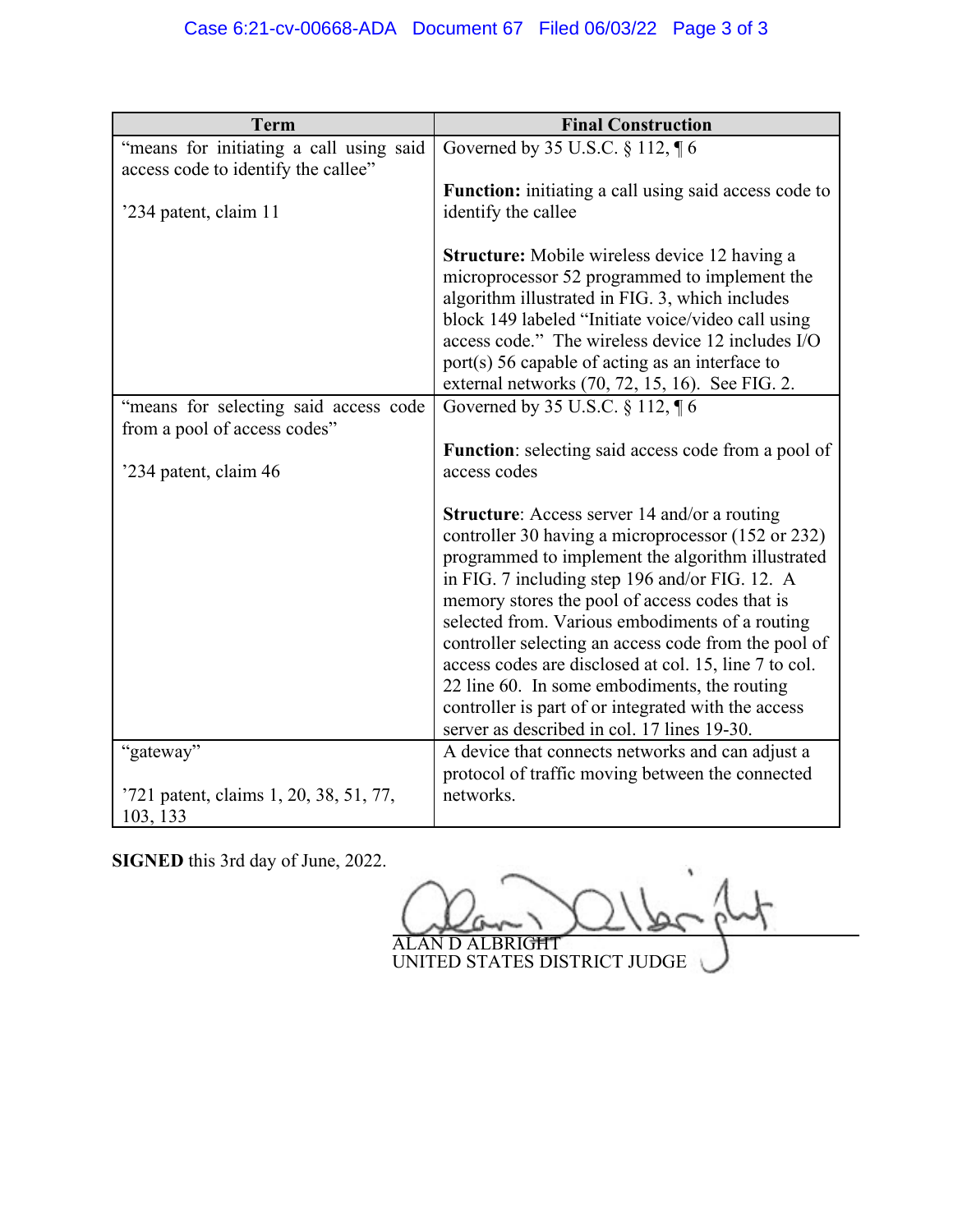| Term | Final Construction |
|---|---|
| "means for initiating a call using said access code to identify the callee"<br><br>'234 patent, claim 11 | Governed by 35 U.S.C. § 112, ¶ 6<br><br>**Function:** initiating a call using said access code to identify the callee<br><br>**Structure:** Mobile wireless device 12 having a microprocessor 52 programmed to implement the algorithm illustrated in FIG. 3, which includes block 149 labeled "Initiate voice/video call using access code." The wireless device 12 includes I/O port(s) 56 capable of acting as an interface to external networks (70, 72, 15, 16). See FIG. 2. |
| "means for selecting said access code from a pool of access codes"<br><br>'234 patent, claim 46 | Governed by 35 U.S.C. § 112, ¶ 6<br><br>**Function**: selecting said access code from a pool of access codes<br><br>**Structure**: Access server 14 and/or a routing controller 30 having a microprocessor (152 or 232) programmed to implement the algorithm illustrated in FIG. 7 including step 196 and/or FIG. 12. A memory stores the pool of access codes that is selected from. Various embodiments of a routing controller selecting an access code from the pool of access codes are disclosed at col. 15, line 7 to col. 22 line 60. In some embodiments, the routing controller is part of or integrated with the access server as described in col. 17 lines 19-30. |
| "gateway"<br><br>'721 patent, claims 1, 20, 38, 51, 77, 103, 133 | A device that connects networks and can adjust a protocol of traffic moving between the connected networks. |

**SIGNED** this 3rd day of June, 2022.

ALAN D ALBRIGHT
UNITED STATES DISTRICT JUDGE